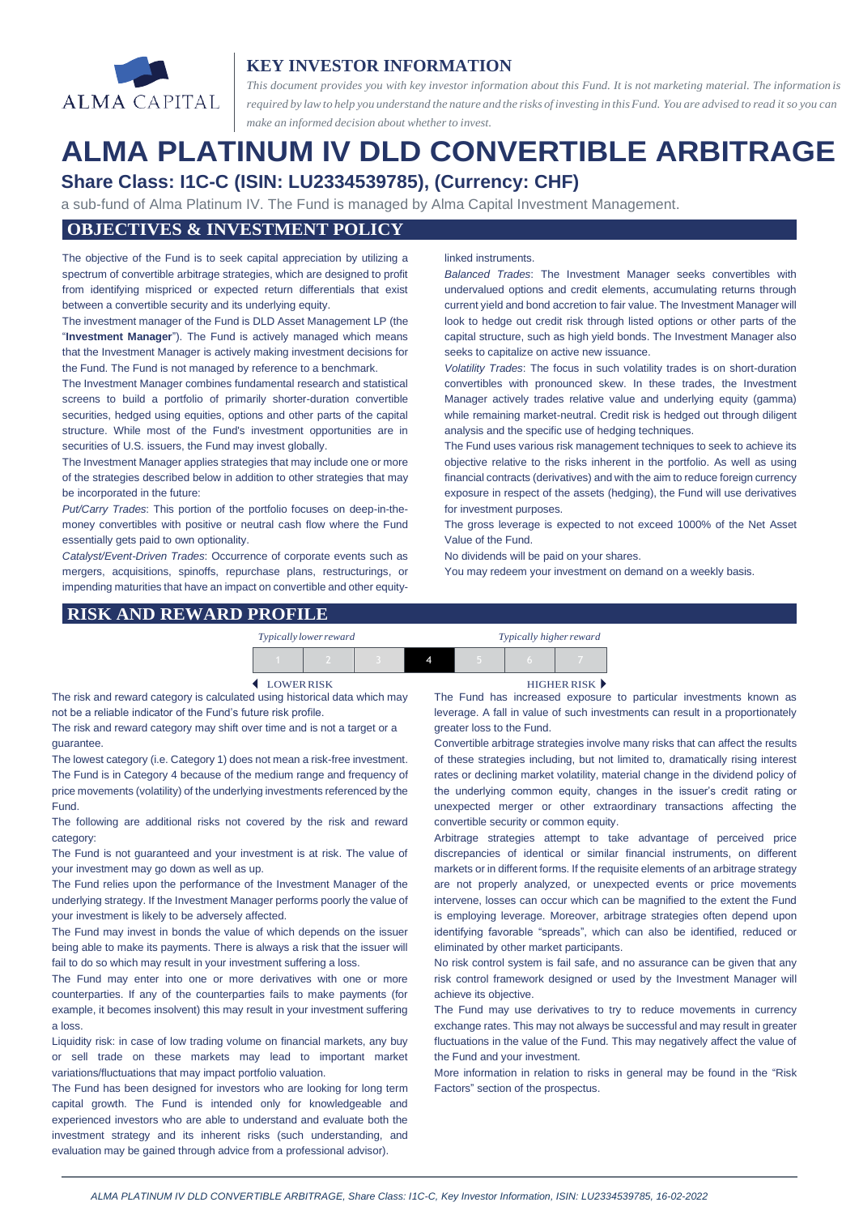ALMA CAPITAL

# KEY INVESTOR INFORMATION

*This document provides you with key investor information about this Fund. It is not marketing material. The information is required by law to help you understand the nature and the risks of investing in this Fund. You are advised to read it so you can make an informed decision about whether to invest.*

# ALMA PLATINUM IV DLD CONVERTIBLE ARBITRAGE

## Share Class: I1C-C (ISIN: LU2334539785), (Currency: CHF)

a sub-fund of Alma Platinum IV. The Fund is managed by Alma Capital Investment Management.

## OBJECTIVES & INVESTMENT POLICY

The objective of the Fund is to seek capital appreciation by utilizing a spectrum of convertible arbitrage strategies, which are designed to profit from identifying mispriced or expected return differentials that exist between a convertible security and its underlying equity.

The investment manager of the Fund is DLD Asset Management LP (the "**Investment Manager**"). The Fund is actively managed which means that the Investment Manager is actively making investment decisions for the Fund. The Fund is not managed by reference to a benchmark.

The Investment Manager combines fundamental research and statistical screens to build a portfolio of primarily shorter-duration convertible securities, hedged using equities, options and other parts of the capital structure. While most of the Fund's investment opportunities are in securities of U.S. issuers, the Fund may invest globally.

The Investment Manager applies strategies that may include one or more of the strategies described below in addition to other strategies that may be incorporated in the future:

*Put/Carry Trades*: This portion of the portfolio focuses on deep-in-the-money convertibles with positive or neutral cash flow where the Fund essentially gets paid to own optionality.

*Catalyst/Event-Driven Trades*: Occurrence of corporate events such as mergers, acquisitions, spinoffs, repurchase plans, restructurings, or impending maturities that have an impact on convertible and other equity-linked instruments.

*Balanced Trades*: The Investment Manager seeks convertibles with undervalued options and credit elements, accumulating returns through current yield and bond accretion to fair value. The Investment Manager will look to hedge out credit risk through listed options or other parts of the capital structure, such as high yield bonds. The Investment Manager also seeks to capitalize on active new issuance.

*Volatility Trades*: The focus in such volatility trades is on short-duration convertibles with pronounced skew. In these trades, the Investment Manager actively trades relative value and underlying equity (gamma) while remaining market-neutral. Credit risk is hedged out through diligent analysis and the specific use of hedging techniques.

The Fund uses various risk management techniques to seek to achieve its objective relative to the risks inherent in the portfolio. As well as using financial contracts (derivatives) and with the aim to reduce foreign currency exposure in respect of the assets (hedging), the Fund will use derivatives for investment purposes.

The gross leverage is expected to not exceed 1000% of the Net Asset Value of the Fund.

No dividends will be paid on your shares.

You may redeem your investment on demand on a weekly basis.

## RISK AND REWARD PROFILE

*Typically lower reward* — *Typically higher reward*

| 1 | 2 | 3 | **4** | 5 | 6 | 7 |
|---|---|---|---|---|---|---|

LOWER RISK — HIGHER RISK

The risk and reward category is calculated using historical data which may not be a reliable indicator of the Fund's future risk profile.

The risk and reward category may shift over time and is not a target or a guarantee.

The lowest category (i.e. Category 1) does not mean a risk-free investment.

The Fund is in Category 4 because of the medium range and frequency of price movements (volatility) of the underlying investments referenced by the Fund.

The following are additional risks not covered by the risk and reward category:

The Fund is not guaranteed and your investment is at risk. The value of your investment may go down as well as up.

The Fund relies upon the performance of the Investment Manager of the underlying strategy. If the Investment Manager performs poorly the value of your investment is likely to be adversely affected.

The Fund may invest in bonds the value of which depends on the issuer being able to make its payments. There is always a risk that the issuer will fail to do so which may result in your investment suffering a loss.

The Fund may enter into one or more derivatives with one or more counterparties. If any of the counterparties fails to make payments (for example, it becomes insolvent) this may result in your investment suffering a loss.

Liquidity risk: in case of low trading volume on financial markets, any buy or sell trade on these markets may lead to important market variations/fluctuations that may impact portfolio valuation.

The Fund has been designed for investors who are looking for long term capital growth. The Fund is intended only for knowledgeable and experienced investors who are able to understand and evaluate both the investment strategy and its inherent risks (such understanding, and evaluation may be gained through advice from a professional advisor).

The Fund has increased exposure to particular investments known as leverage. A fall in value of such investments can result in a proportionately greater loss to the Fund.

Convertible arbitrage strategies involve many risks that can affect the results of these strategies including, but not limited to, dramatically rising interest rates or declining market volatility, material change in the dividend policy of the underlying common equity, changes in the issuer's credit rating or unexpected merger or other extraordinary transactions affecting the convertible security or common equity.

Arbitrage strategies attempt to take advantage of perceived price discrepancies of identical or similar financial instruments, on different markets or in different forms. If the requisite elements of an arbitrage strategy are not properly analyzed, or unexpected events or price movements intervene, losses can occur which can be magnified to the extent the Fund is employing leverage. Moreover, arbitrage strategies often depend upon identifying favorable "spreads", which can also be identified, reduced or eliminated by other market participants.

No risk control system is fail safe, and no assurance can be given that any risk control framework designed or used by the Investment Manager will achieve its objective.

The Fund may use derivatives to try to reduce movements in currency exchange rates. This may not always be successful and may result in greater fluctuations in the value of the Fund. This may negatively affect the value of the Fund and your investment.

More information in relation to risks in general may be found in the "Risk Factors" section of the prospectus.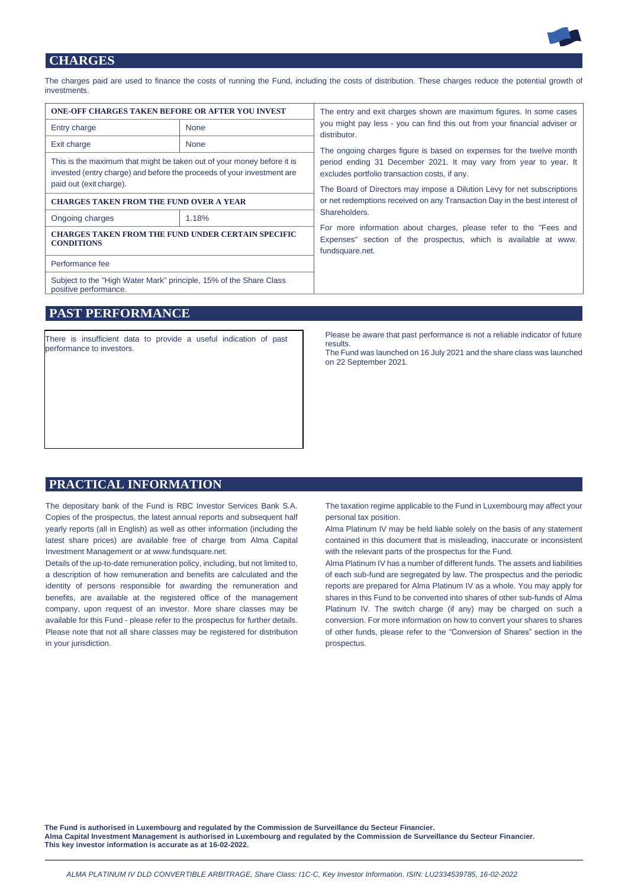## CHARGES

The charges paid are used to finance the costs of running the Fund, including the costs of distribution. These charges reduce the potential growth of investments.

| ONE-OFF CHARGES TAKEN BEFORE OR AFTER YOU INVEST | |
|---|---|
| Entry charge | None |
| Exit charge | None |
| This is the maximum that might be taken out of your money before it is invested (entry charge) and before the proceeds of your investment are paid out (exit charge). | |
| **CHARGES TAKEN FROM THE FUND OVER A YEAR** | |
| Ongoing charges | 1.18% |
| **CHARGES TAKEN FROM THE FUND UNDER CERTAIN SPECIFIC CONDITIONS** | |
| Performance fee | |
| Subject to the "High Water Mark" principle, 15% of the Share Class positive performance. | |

The entry and exit charges shown are maximum figures. In some cases you might pay less - you can find this out from your financial adviser or distributor.

The ongoing charges figure is based on expenses for the twelve month period ending 31 December 2021. It may vary from year to year. It excludes portfolio transaction costs, if any.

The Board of Directors may impose a Dilution Levy for net subscriptions or net redemptions received on any Transaction Day in the best interest of Shareholders.

For more information about charges, please refer to the "Fees and Expenses" section of the prospectus, which is available at www. fundsquare.net.

## PAST PERFORMANCE

There is insufficient data to provide a useful indication of past performance to investors.

Please be aware that past performance is not a reliable indicator of future results.

The Fund was launched on 16 July 2021 and the share class was launched on 22 September 2021.

## PRACTICAL INFORMATION

The depositary bank of the Fund is RBC Investor Services Bank S.A. Copies of the prospectus, the latest annual reports and subsequent half yearly reports (all in English) as well as other information (including the latest share prices) are available free of charge from Alma Capital Investment Management or at www.fundsquare.net.

Details of the up-to-date remuneration policy, including, but not limited to, a description of how remuneration and benefits are calculated and the identity of persons responsible for awarding the remuneration and benefits, are available at the registered office of the management company, upon request of an investor. More share classes may be available for this Fund - please refer to the prospectus for further details. Please note that not all share classes may be registered for distribution in your jurisdiction.

The taxation regime applicable to the Fund in Luxembourg may affect your personal tax position.

Alma Platinum IV may be held liable solely on the basis of any statement contained in this document that is misleading, inaccurate or inconsistent with the relevant parts of the prospectus for the Fund.

Alma Platinum IV has a number of different funds. The assets and liabilities of each sub-fund are segregated by law. The prospectus and the periodic reports are prepared for Alma Platinum IV as a whole. You may apply for shares in this Fund to be converted into shares of other sub-funds of Alma Platinum IV. The switch charge (if any) may be charged on such a conversion. For more information on how to convert your shares to shares of other funds, please refer to the "Conversion of Shares" section in the prospectus.

**The Fund is authorised in Luxembourg and regulated by the Commission de Surveillance du Secteur Financier.**
**Alma Capital Investment Management is authorised in Luxembourg and regulated by the Commission de Surveillance du Secteur Financier.**
**This key investor information is accurate as at 16-02-2022.**